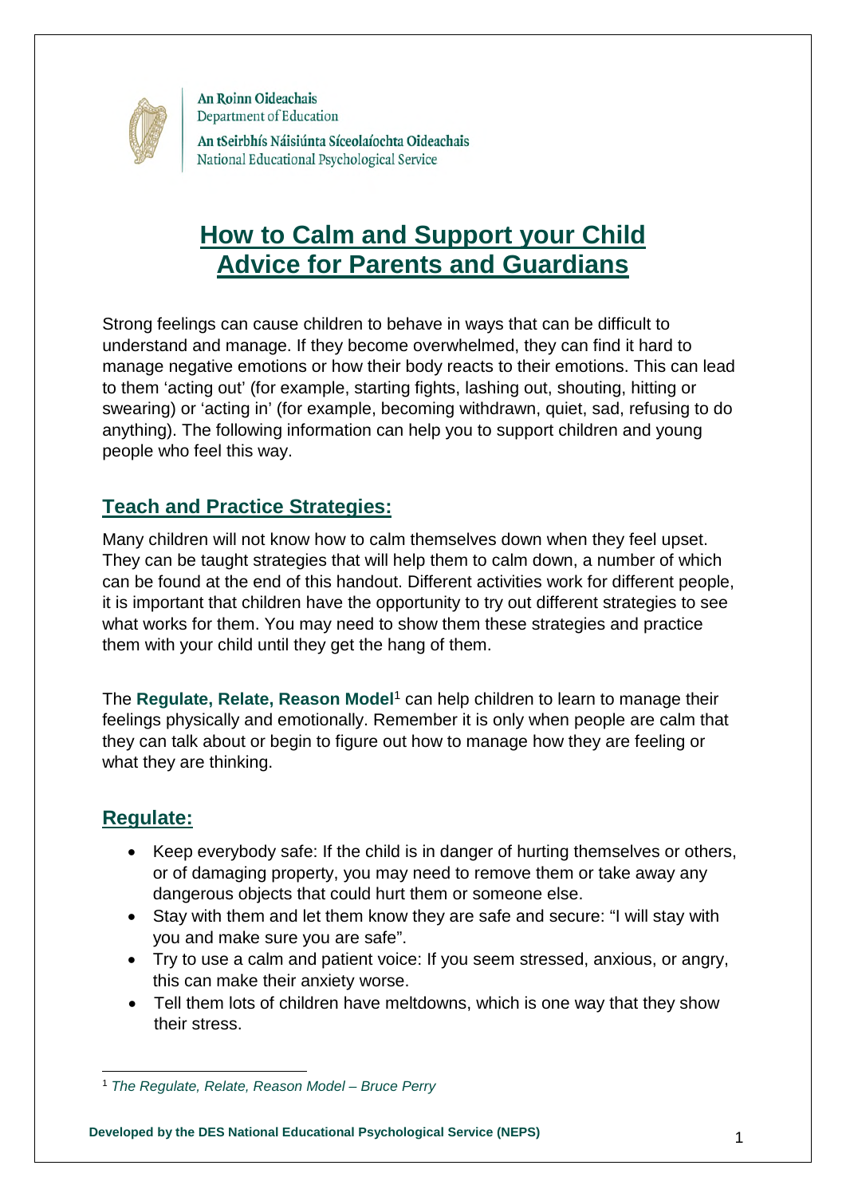An Roinn Oideachais
Department of Education

An tSeirbhís Náisiúnta Síceolaíochta Oideachais
National Educational Psychological Service

# How to Calm and Support your Child
# Advice for Parents and Guardians

Strong feelings can cause children to behave in ways that can be difficult to understand and manage. If they become overwhelmed, they can find it hard to manage negative emotions or how their body reacts to their emotions. This can lead to them 'acting out' (for example, starting fights, lashing out, shouting, hitting or swearing) or 'acting in' (for example, becoming withdrawn, quiet, sad, refusing to do anything). The following information can help you to support children and young people who feel this way.

## Teach and Practice Strategies:

Many children will not know how to calm themselves down when they feel upset. They can be taught strategies that will help them to calm down, a number of which can be found at the end of this handout. Different activities work for different people, it is important that children have the opportunity to try out different strategies to see what works for them. You may need to show them these strategies and practice them with your child until they get the hang of them.

The **Regulate, Relate, Reason Model**[1] can help children to learn to manage their feelings physically and emotionally. Remember it is only when people are calm that they can talk about or begin to figure out how to manage how they are feeling or what they are thinking.

## Regulate:

- Keep everybody safe: If the child is in danger of hurting themselves or others, or of damaging property, you may need to remove them or take away any dangerous objects that could hurt them or someone else.
- Stay with them and let them know they are safe and secure: "I will stay with you and make sure you are safe".
- Try to use a calm and patient voice: If you seem stressed, anxious, or angry, this can make their anxiety worse.
- Tell them lots of children have meltdowns, which is one way that they show their stress.

[1] *The Regulate, Relate, Reason Model – Bruce Perry*

**Developed by the DES National Educational Psychological Service (NEPS)**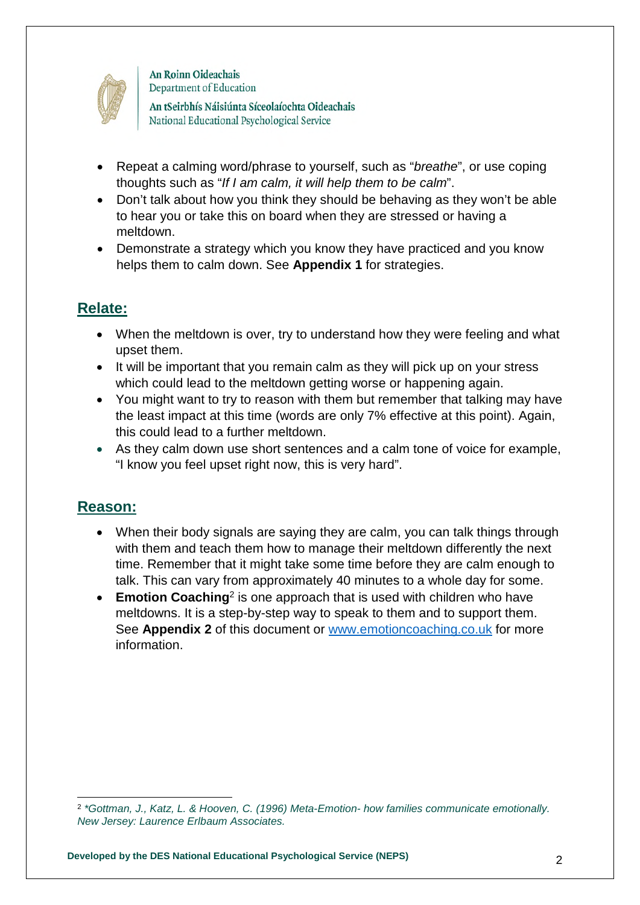- Repeat a calming word/phrase to yourself, such as "*breathe*", or use coping thoughts such as "*If I am calm, it will help them to be calm*".
- Don't talk about how you think they should be behaving as they won't be able to hear you or take this on board when they are stressed or having a meltdown.
- Demonstrate a strategy which you know they have practiced and you know helps them to calm down. See **Appendix 1** for strategies.

## Relate:

- When the meltdown is over, try to understand how they were feeling and what upset them.
- It will be important that you remain calm as they will pick up on your stress which could lead to the meltdown getting worse or happening again.
- You might want to try to reason with them but remember that talking may have the least impact at this time (words are only 7% effective at this point). Again, this could lead to a further meltdown.
- As they calm down use short sentences and a calm tone of voice for example, "I know you feel upset right now, this is very hard".

## Reason:

- When their body signals are saying they are calm, you can talk things through with them and teach them how to manage their meltdown differently the next time. Remember that it might take some time before they are calm enough to talk. This can vary from approximately 40 minutes to a whole day for some.
- **Emotion Coaching**[2] is one approach that is used with children who have meltdowns. It is a step-by-step way to speak to them and to support them. See **Appendix 2** of this document or [www.emotioncoaching.co.uk](www.emotioncoaching.co.uk) for more information.

---

[2] *\*Gottman, J., Katz, L. & Hooven, C. (1996) Meta-Emotion- how families communicate emotionally. New Jersey: Laurence Erlbaum Associates.*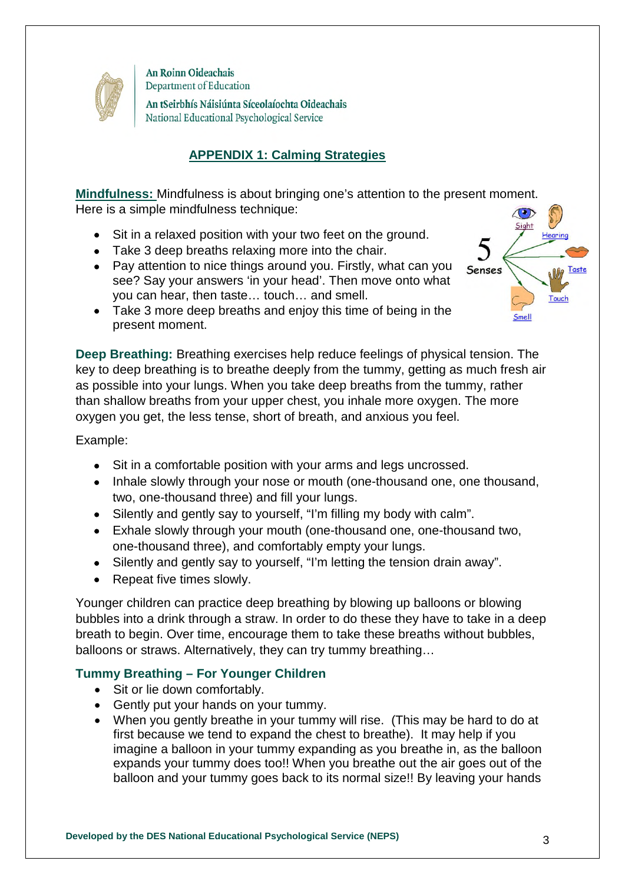An Roinn Oideachais
Department of Education
An tSeirbhís Náisiúnta Síceolaíochta Oideachais
National Educational Psychological Service

## APPENDIX 1: Calming Strategies

**Mindfulness:** Mindfulness is about bringing one's attention to the present moment. Here is a simple mindfulness technique:

- Sit in a relaxed position with your two feet on the ground.
- Take 3 deep breaths relaxing more into the chair.
- Pay attention to nice things around you. Firstly, what can you see? Say your answers 'in your head'. Then move onto what you can hear, then taste… touch… and smell.
- Take 3 more deep breaths and enjoy this time of being in the present moment.

**Deep Breathing:** Breathing exercises help reduce feelings of physical tension. The key to deep breathing is to breathe deeply from the tummy, getting as much fresh air as possible into your lungs. When you take deep breaths from the tummy, rather than shallow breaths from your upper chest, you inhale more oxygen. The more oxygen you get, the less tense, short of breath, and anxious you feel.

Example:

- Sit in a comfortable position with your arms and legs uncrossed.
- Inhale slowly through your nose or mouth (one-thousand one, one thousand, two, one-thousand three) and fill your lungs.
- Silently and gently say to yourself, "I'm filling my body with calm".
- Exhale slowly through your mouth (one-thousand one, one-thousand two, one-thousand three), and comfortably empty your lungs.
- Silently and gently say to yourself, "I'm letting the tension drain away".
- Repeat five times slowly.

Younger children can practice deep breathing by blowing up balloons or blowing bubbles into a drink through a straw. In order to do these they have to take in a deep breath to begin. Over time, encourage them to take these breaths without bubbles, balloons or straws. Alternatively, they can try tummy breathing…

### Tummy Breathing – For Younger Children

- Sit or lie down comfortably.
- Gently put your hands on your tummy.
- When you gently breathe in your tummy will rise. (This may be hard to do at first because we tend to expand the chest to breathe). It may help if you imagine a balloon in your tummy expanding as you breathe in, as the balloon expands your tummy does too!! When you breathe out the air goes out of the balloon and your tummy goes back to its normal size!! By leaving your hands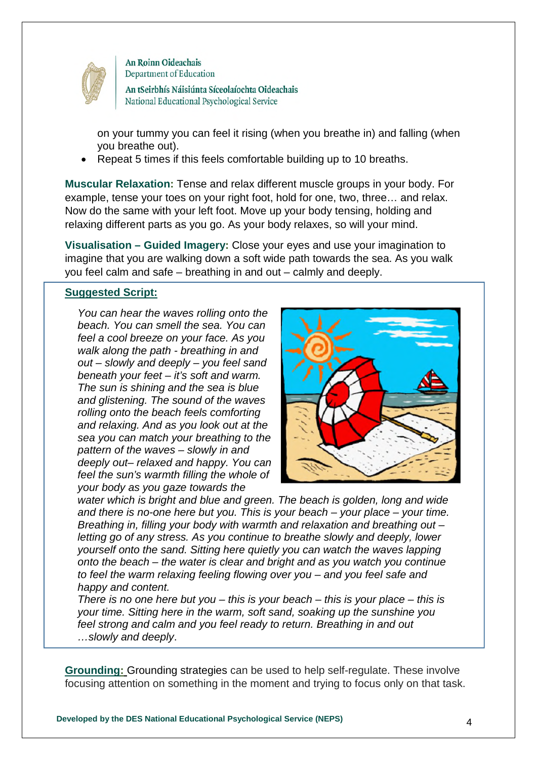on your tummy you can feel it rising (when you breathe in) and falling (when you breathe out).

- Repeat 5 times if this feels comfortable building up to 10 breaths.

**Muscular Relaxation:** Tense and relax different muscle groups in your body. For example, tense your toes on your right foot, hold for one, two, three… and relax. Now do the same with your left foot. Move up your body tensing, holding and relaxing different parts as you go. As your body relaxes, so will your mind.

**Visualisation – Guided Imagery:** Close your eyes and use your imagination to imagine that you are walking down a soft wide path towards the sea. As you walk you feel calm and safe – breathing in and out – calmly and deeply.

**Suggested Script:**

*You can hear the waves rolling onto the beach. You can smell the sea. You can feel a cool breeze on your face. As you walk along the path - breathing in and out – slowly and deeply – you feel sand beneath your feet – it's soft and warm. The sun is shining and the sea is blue and glistening. The sound of the waves rolling onto the beach feels comforting and relaxing. And as you look out at the sea you can match your breathing to the pattern of the waves – slowly in and deeply out– relaxed and happy. You can feel the sun's warmth filling the whole of your body as you gaze towards the water which is bright and blue and green. The beach is golden, long and wide and there is no-one here but you. This is your beach – your place – your time. Breathing in, filling your body with warmth and relaxation and breathing out – letting go of any stress. As you continue to breathe slowly and deeply, lower yourself onto the sand. Sitting here quietly you can watch the waves lapping onto the beach – the water is clear and bright and as you watch you continue to feel the warm relaxing feeling flowing over you – and you feel safe and happy and content.*

*There is no one here but you – this is your beach – this is your place – this is your time. Sitting here in the warm, soft sand, soaking up the sunshine you feel strong and calm and you feel ready to return. Breathing in and out …slowly and deeply*.

**Grounding:** Grounding strategies can be used to help self-regulate. These involve focusing attention on something in the moment and trying to focus only on that task.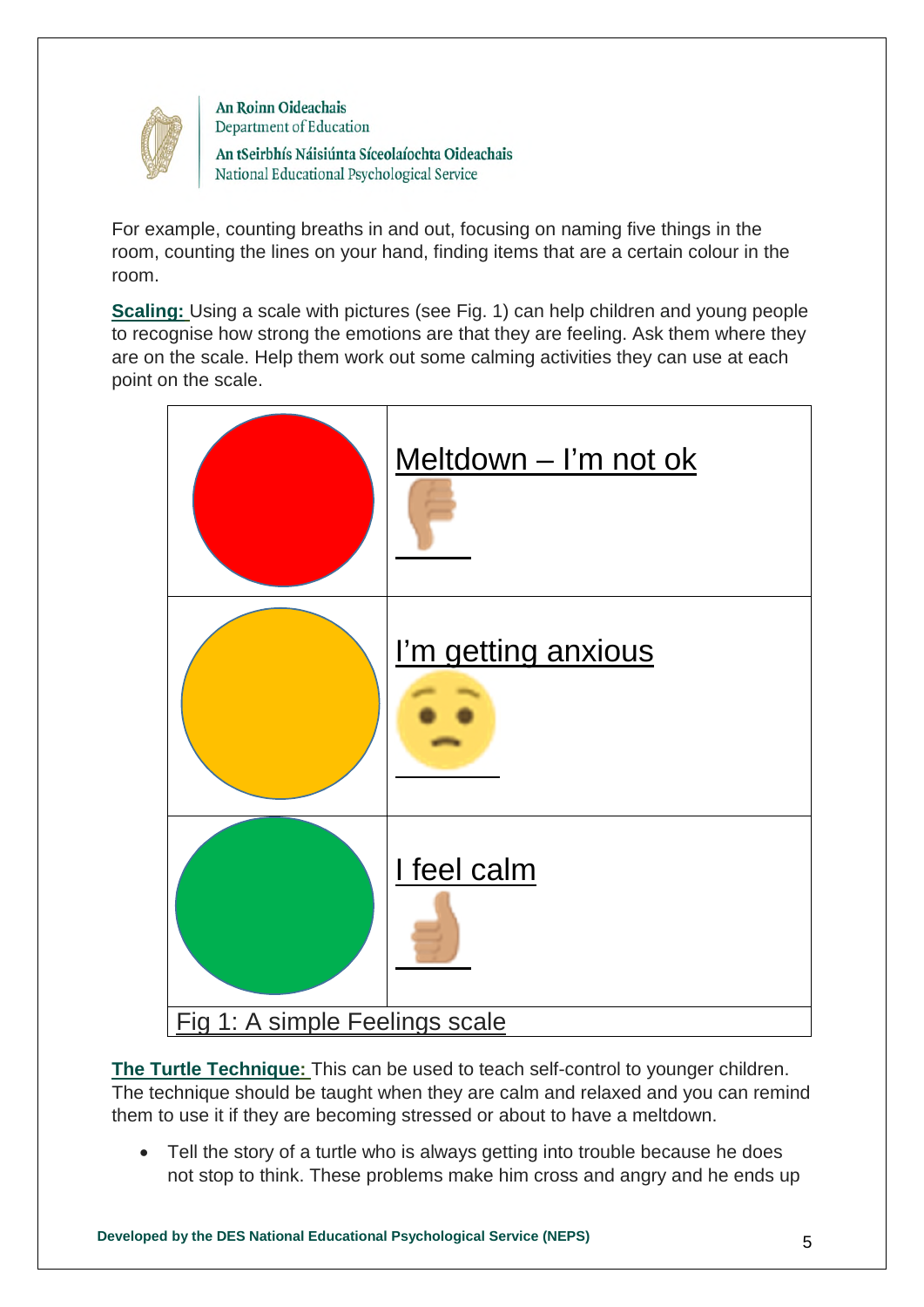For example, counting breaths in and out, focusing on naming five things in the room, counting the lines on your hand, finding items that are a certain colour in the room.

**Scaling:** Using a scale with pictures (see Fig. 1) can help children and young people to recognise how strong the emotions are that they are feeling. Ask them where they are on the scale. Help them work out some calming activities they can use at each point on the scale.

| | |
|---|---|
| | Meltdown – I'm not ok 👎 |
| | I'm getting anxious 😟 |
| | I feel calm 👍 |

Fig 1: A simple Feelings scale

**The Turtle Technique:** This can be used to teach self-control to younger children. The technique should be taught when they are calm and relaxed and you can remind them to use it if they are becoming stressed or about to have a meltdown.

- Tell the story of a turtle who is always getting into trouble because he does not stop to think. These problems make him cross and angry and he ends up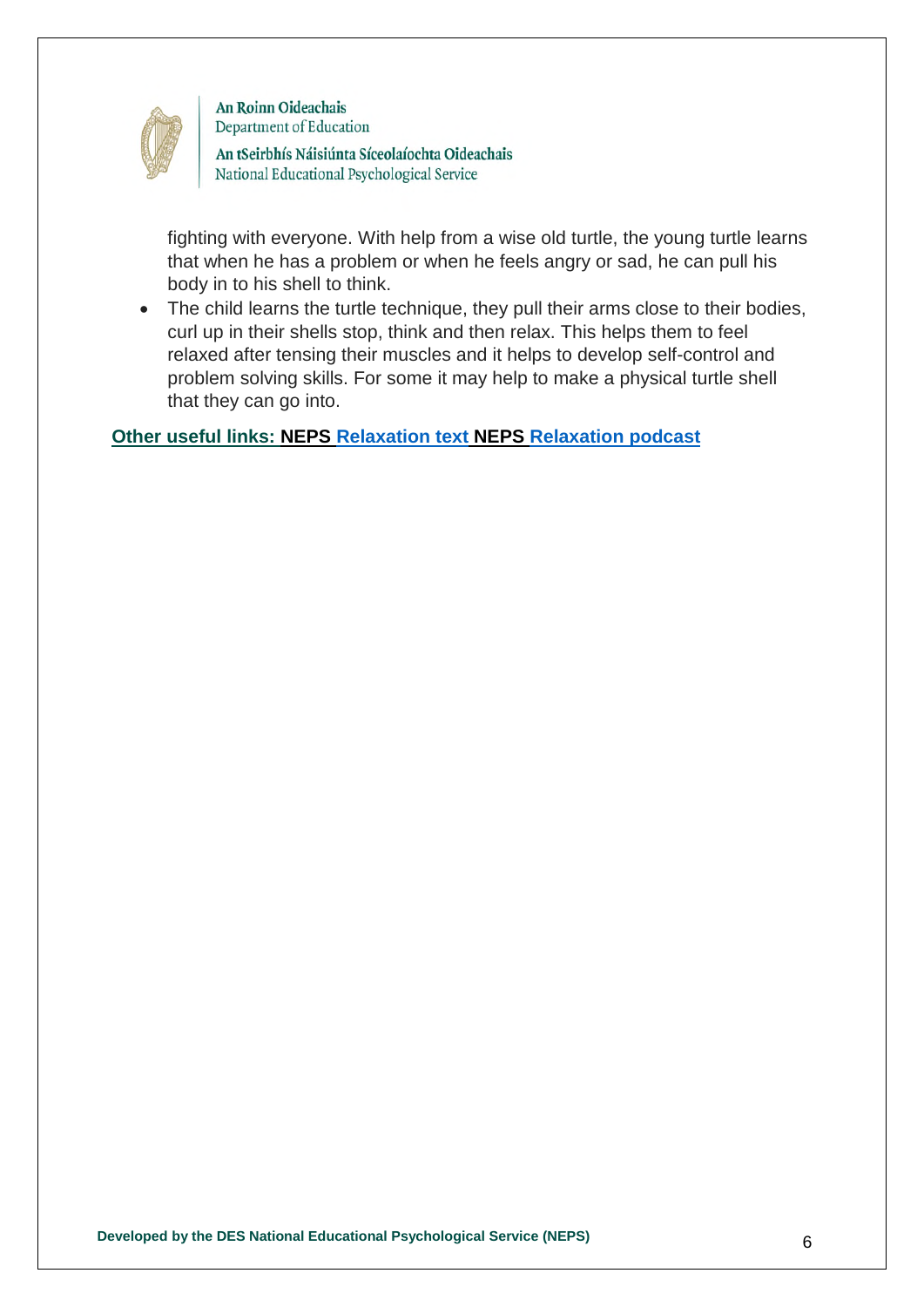fighting with everyone. With help from a wise old turtle, the young turtle learns that when he has a problem or when he feels angry or sad, he can pull his body in to his shell to think.

- The child learns the turtle technique, they pull their arms close to their bodies, curl up in their shells stop, think and then relax. This helps them to feel relaxed after tensing their muscles and it helps to develop self-control and problem solving skills. For some it may help to make a physical turtle shell that they can go into.

**Other useful links: NEPS Relaxation text NEPS Relaxation podcast**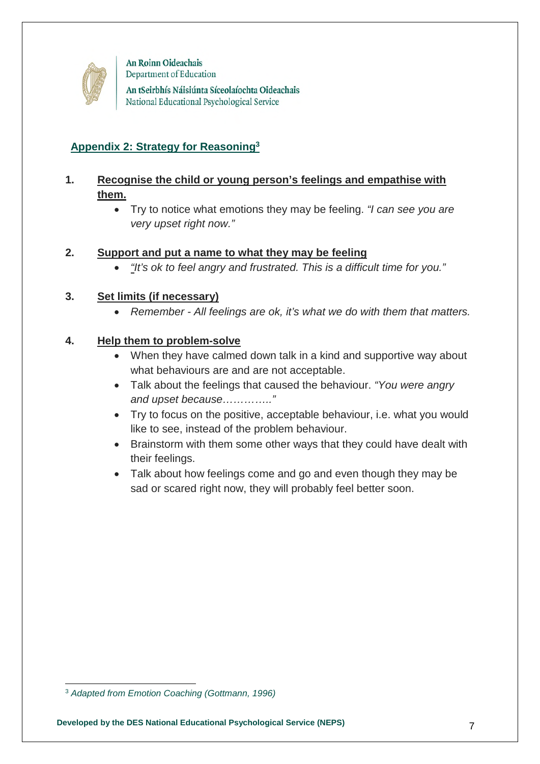## Appendix 2: Strategy for Reasoning[3]

1. **Recognise the child or young person's feelings and empathise with them.**
   - Try to notice what emotions they may be feeling. *"I can see you are very upset right now."*

2. **Support and put a name to what they may be feeling**
   - *"It's ok to feel angry and frustrated. This is a difficult time for you."*

3. **Set limits (if necessary)**
   - *Remember - All feelings are ok, it's what we do with them that matters.*

4. **Help them to problem-solve**
   - When they have calmed down talk in a kind and supportive way about what behaviours are and are not acceptable.
   - Talk about the feelings that caused the behaviour. *"You were angry and upset because………….."*
   - Try to focus on the positive, acceptable behaviour, i.e. what you would like to see, instead of the problem behaviour.
   - Brainstorm with them some other ways that they could have dealt with their feelings.
   - Talk about how feelings come and go and even though they may be sad or scared right now, they will probably feel better soon.

[3] *Adapted from Emotion Coaching (Gottmann, 1996)*